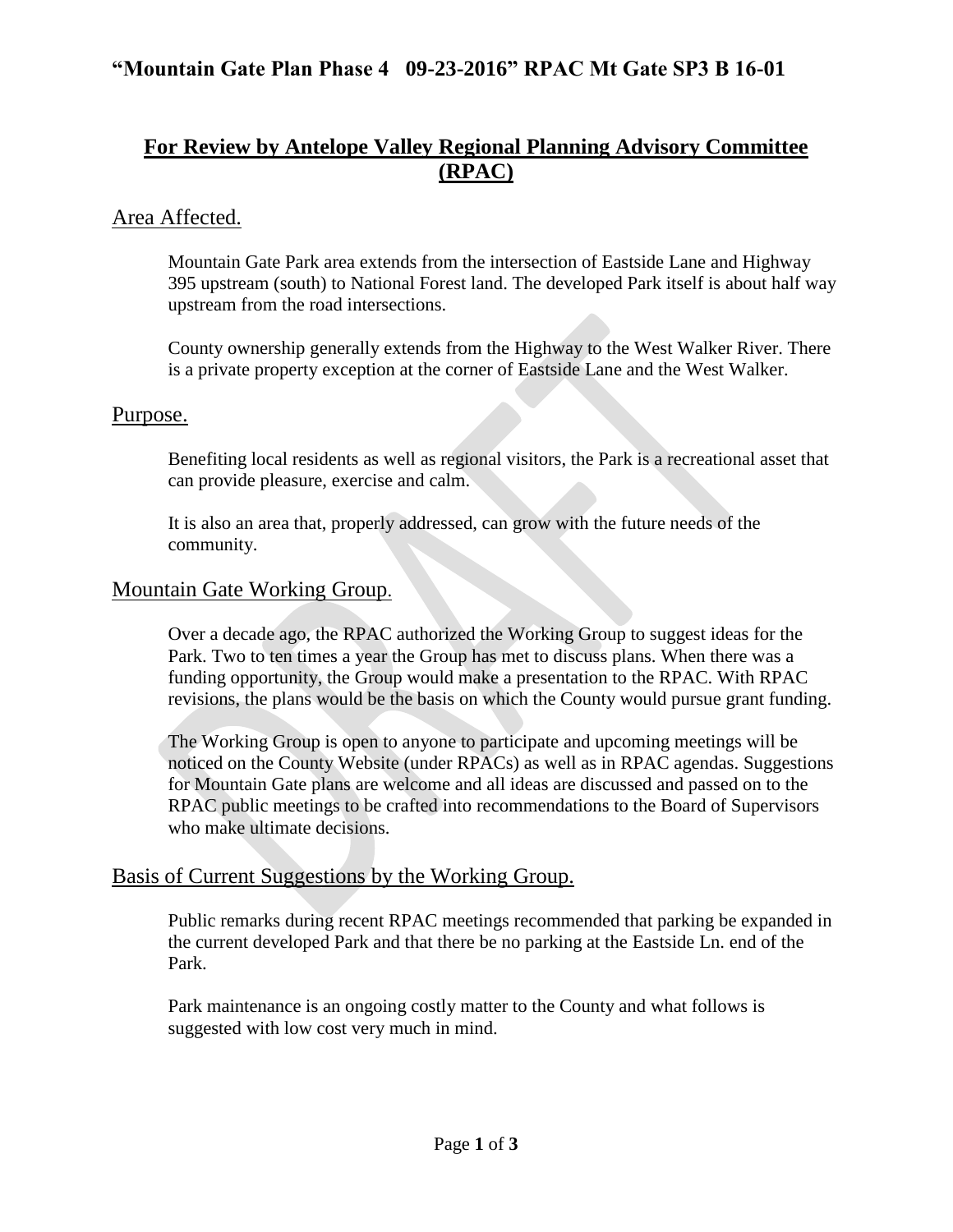# "Mountain Gate Plan Phase 4 09-23-2016" RPAC Mt Gate SP3 B 16-01

## For Review by Antelope Valley Regional Planning Advisory Committee (RPAC)

### Area Affected.

Mountain Gate Park area extends from the intersection of Eastside Lane and Highway 395 upstream (south) to National Forest land. The developed Park itself is about half way upstream from the road intersections.

County ownership generally extends from the Highway to the West Walker River. There is a private property exception at the corner of Eastside Lane and the West Walker.

### Purpose.

Benefiting local residents as well as regional visitors, the Park is a recreational asset that can provide pleasure, exercise and calm.

It is also an area that, properly addressed, can grow with the future needs of the community.

### Mountain Gate Working Group.

Over a decade ago, the RPAC authorized the Working Group to suggest ideas for the Park. Two to ten times a year the Group has met to discuss plans. When there was a funding opportunity, the Group would make a presentation to the RPAC. With RPAC revisions, the plans would be the basis on which the County would pursue grant funding.

The Working Group is open to anyone to participate and upcoming meetings will be noticed on the County Website (under RPACs) as well as in RPAC agendas. Suggestions for Mountain Gate plans are welcome and all ideas are discussed and passed on to the RPAC public meetings to be crafted into recommendations to the Board of Supervisors who make ultimate decisions.

### Basis of Current Suggestions by the Working Group.

Public remarks during recent RPAC meetings recommended that parking be expanded in the current developed Park and that there be no parking at the Eastside Ln. end of the Park.

Park maintenance is an ongoing costly matter to the County and what follows is suggested with low cost very much in mind.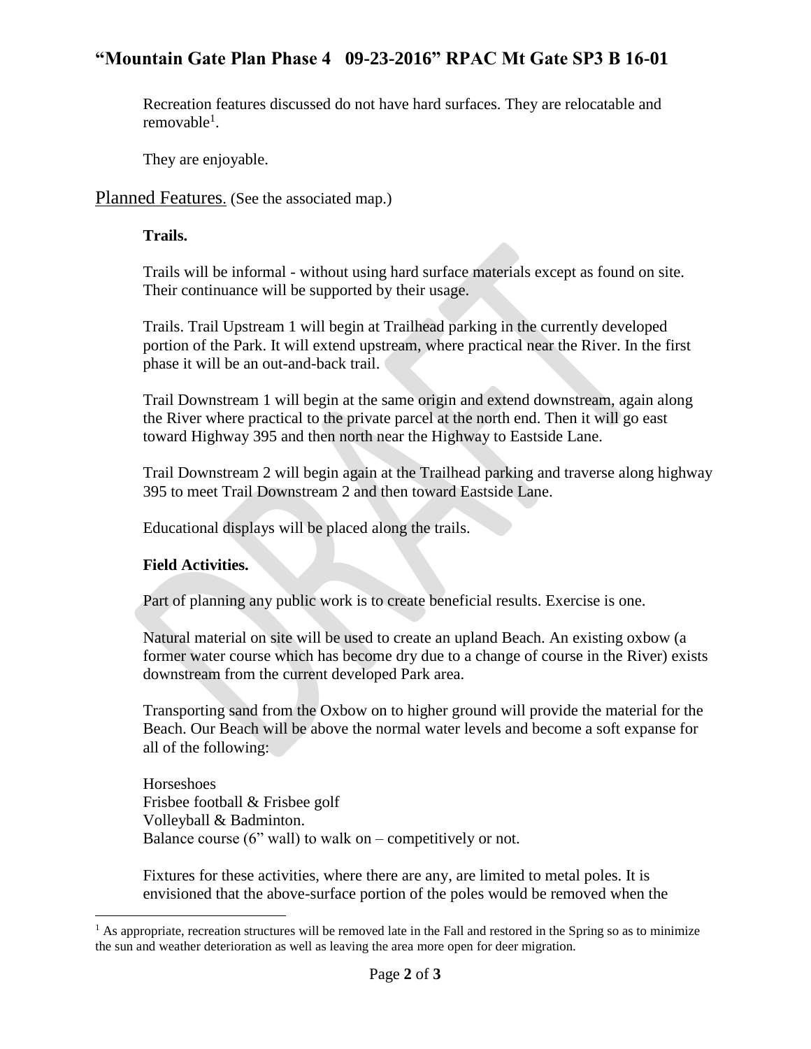Recreation features discussed do not have hard surfaces. They are relocatable and removable[1].

They are enjoyable.

## Planned Features. (See the associated map.)

**Trails.**

Trails will be informal - without using hard surface materials except as found on site. Their continuance will be supported by their usage.

Trails. Trail Upstream 1 will begin at Trailhead parking in the currently developed portion of the Park. It will extend upstream, where practical near the River. In the first phase it will be an out-and-back trail.

Trail Downstream 1 will begin at the same origin and extend downstream, again along the River where practical to the private parcel at the north end. Then it will go east toward Highway 395 and then north near the Highway to Eastside Lane.

Trail Downstream 2 will begin again at the Trailhead parking and traverse along highway 395 to meet Trail Downstream 2 and then toward Eastside Lane.

Educational displays will be placed along the trails.

**Field Activities.**

Part of planning any public work is to create beneficial results. Exercise is one.

Natural material on site will be used to create an upland Beach. An existing oxbow (a former water course which has become dry due to a change of course in the River) exists downstream from the current developed Park area.

Transporting sand from the Oxbow on to higher ground will provide the material for the Beach. Our Beach will be above the normal water levels and become a soft expanse for all of the following:

Horseshoes
Frisbee football & Frisbee golf
Volleyball & Badminton.
Balance course (6" wall) to walk on – competitively or not.

Fixtures for these activities, where there are any, are limited to metal poles. It is envisioned that the above-surface portion of the poles would be removed when the

[1] As appropriate, recreation structures will be removed late in the Fall and restored in the Spring so as to minimize the sun and weather deterioration as well as leaving the area more open for deer migration.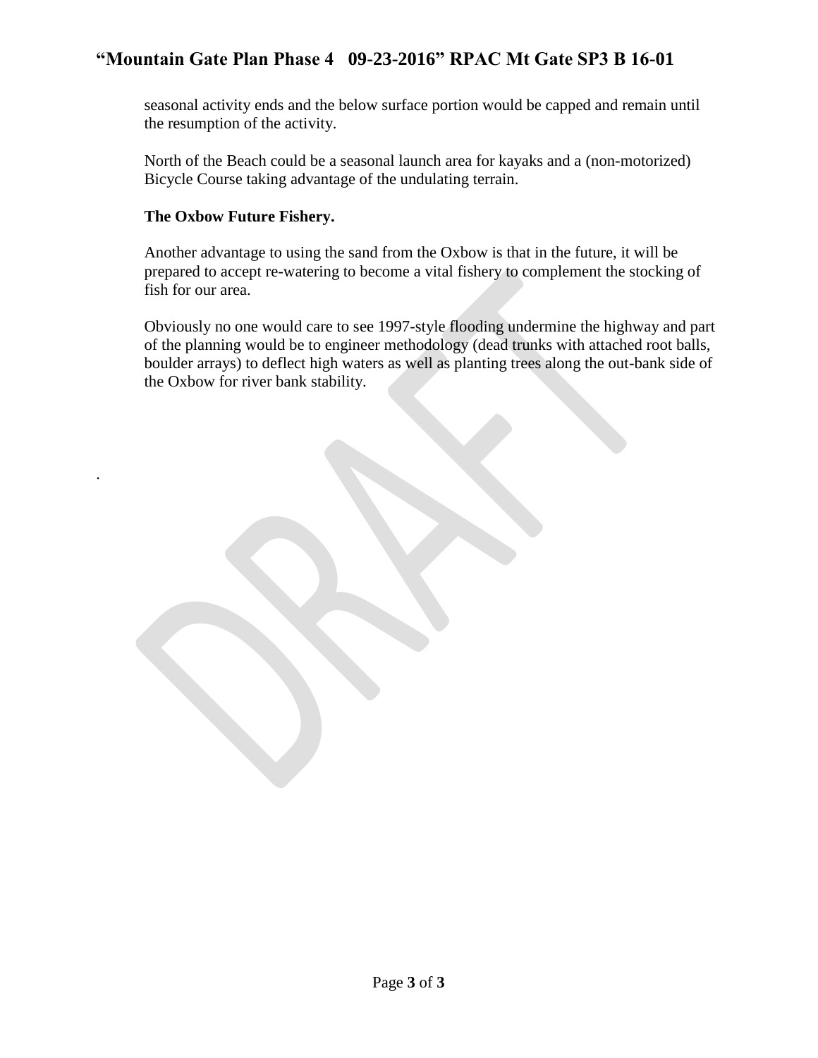seasonal activity ends and the below surface portion would be capped and remain until the resumption of the activity.

North of the Beach could be a seasonal launch area for kayaks and a (non-motorized) Bicycle Course taking advantage of the undulating terrain.

**The Oxbow Future Fishery.**

Another advantage to using the sand from the Oxbow is that in the future, it will be prepared to accept re-watering to become a vital fishery to complement the stocking of fish for our area.

Obviously no one would care to see 1997-style flooding undermine the highway and part of the planning would be to engineer methodology (dead trunks with attached root balls, boulder arrays) to deflect high waters as well as planting trees along the out-bank side of the Oxbow for river bank stability.

.